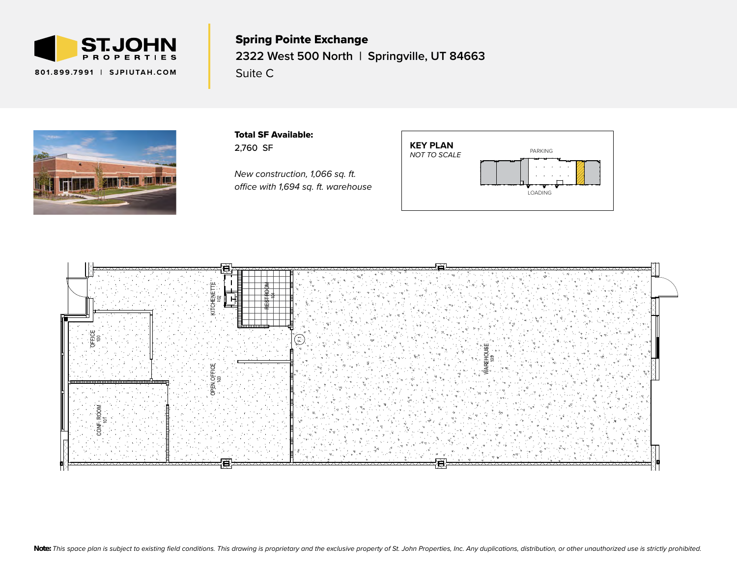ST.JOHN PROPERTIES

801.899.7991 | SJPIUTAH.COM

# Spring Pointe Exchange

## 2322 West 500 North | Springville, UT 84663

Suite C

**Total SF Available:**
2,760 SF

*New construction, 1,066 sq. ft. office with 1,694 sq. ft. warehouse*

**KEY PLAN**
*NOT TO SCALE*

PARKING

LOADING

KITCHENETTE 102

RESTROOM 104

OFFICE 100

OPEN OFFICE 103

CONF. ROOM 101

WAREHOUSE 109

F.1

**Note:** *This space plan is subject to existing field conditions. This drawing is proprietary and the exclusive property of St. John Properties, Inc. Any duplications, distribution, or other unauthorized use is strictly prohibited.*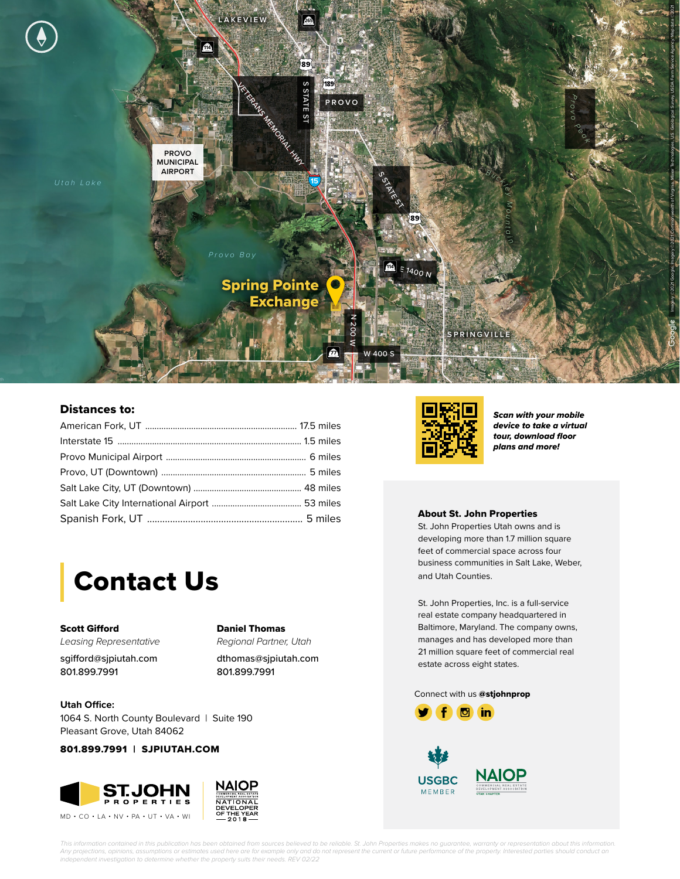LAKEVIEW

PROVO

PROVO MUNICIPAL AIRPORT

Utah Lake

Provo Bay

Spring Pointe Exchange

SPRINGVILLE

VETERANS MEMORIAL HWY

S STATE ST

E 1400 N

N 200 W

W 400 S

Provo Peak

Buckley Mountain

### Distances to:

| | |
|---|---|
| American Fork, UT | 17.5 miles |
| Interstate 15 | 1.5 miles |
| Provo Municipal Airport | 6 miles |
| Provo, UT (Downtown) | 5 miles |
| Salt Lake City, UT (Downtown) | 48 miles |
| Salt Lake City International Airport | 53 miles |
| Spanish Fork, UT | 5 miles |

# Contact Us

**Scott Gifford**
*Leasing Representative*
sgifford@sjpiutah.com
801.899.7991

**Daniel Thomas**
*Regional Partner, Utah*
dthomas@sjpiutah.com
801.899.7991

**Utah Office:**
1064 S. North County Boulevard | Suite 190
Pleasant Grove, Utah 84062

**801.899.7991 | SJPIUTAH.COM**

ST.JOHN PROPERTIES
MD • CO • LA • NV • PA • UT • VA • WI

NAIOP NATIONAL DEVELOPER OF THE YEAR 2018

***Scan with your mobile device to take a virtual tour, download floor plans and more!***

**About St. John Properties**

St. John Properties Utah owns and is developing more than 1.7 million square feet of commercial space across four business communities in Salt Lake, Weber, and Utah Counties.

St. John Properties, Inc. is a full-service real estate company headquartered in Baltimore, Maryland. The company owns, manages and has developed more than 21 million square feet of commercial real estate across eight states.

Connect with us **@stjohnprop**

USGBC MEMBER

NAIOP COMMERCIAL REAL ESTATE DEVELOPMENT ASSOCIATION UTAH CHAPTER

*This information contained in this publication has been obtained from sources believed to be reliable. St. John Properties makes no guarantee, warranty or representation about this information. Any projections, opinions, assumptions or estimates used here are for example only and do not represent the current or future performance of the property. Interested parties should conduct an independent investigation to determine whether the property suits their needs. REV 02/22*